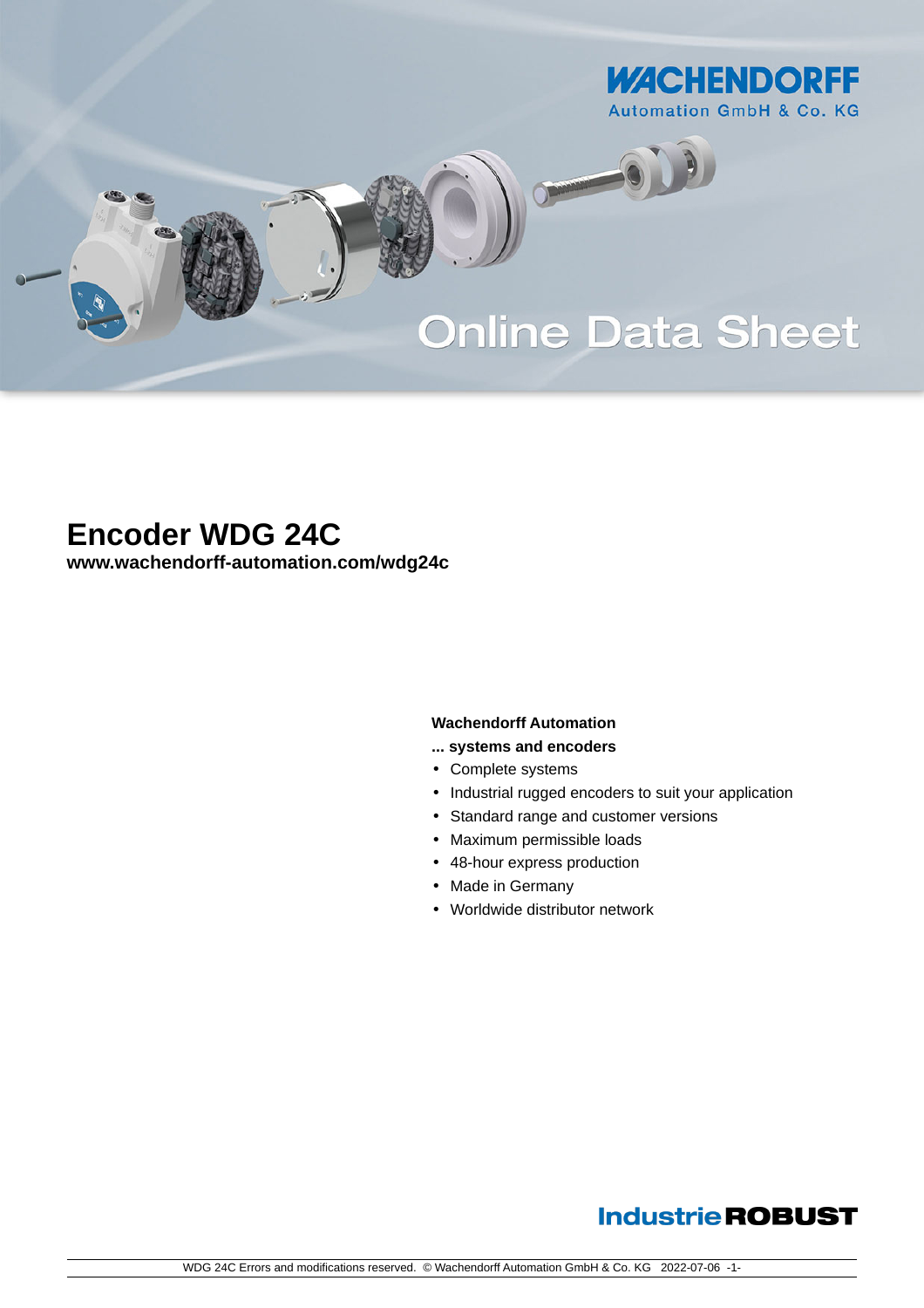# Online Data Sheet

# Encoder WDG 24C

**www.wachendorff-automation.com/wdg24c**

**Wachendorff Automation**

**... systems and encoders**

- Complete systems
- Industrial rugged encoders to suit your application
- Standard range and customer versions
- Maximum permissible loads
- 48-hour express production
- Made in Germany
- Worldwide distributor network

Industrie**ROBUST**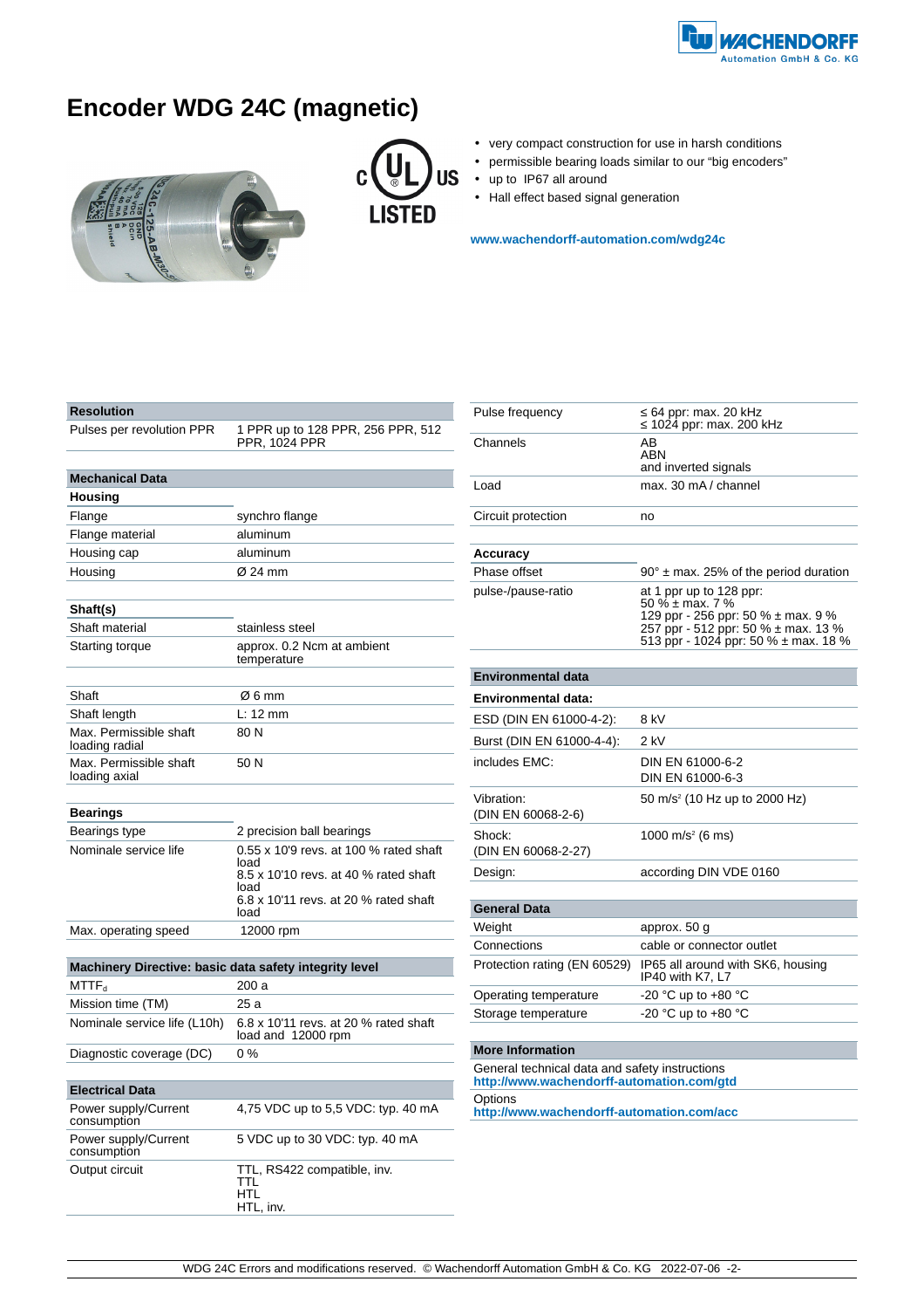# Encoder WDG 24C (magnetic)

- very compact construction for use in harsh conditions
- permissible bearing loads similar to our "big encoders"
- up to IP67 all around
- Hall effect based signal generation

**www.wachendorff-automation.com/wdg24c**

| **Resolution** | |
|---|---|
| Pulses per revolution PPR | 1 PPR up to 128 PPR, 256 PPR, 512 PPR, 1024 PPR |

| **Mechanical Data** | |
|---|---|
| **Housing** | |
| Flange | synchro flange |
| Flange material | aluminum |
| Housing cap | aluminum |
| Housing | Ø 24 mm |
| **Shaft(s)** | |
| Shaft material | stainless steel |
| Starting torque | approx. 0.2 Ncm at ambient temperature |
| Shaft | Ø 6 mm |
| Shaft length | L: 12 mm |
| Max. Permissible shaft loading radial | 80 N |
| Max. Permissible shaft loading axial | 50 N |
| **Bearings** | |
| Bearings type | 2 precision ball bearings |
| Nominale service life | 0.55 x 10'9 revs. at 100 % rated shaft load<br>8.5 x 10'10 revs. at 40 % rated shaft load<br>6.8 x 10'11 revs. at 20 % rated shaft load |
| Max. operating speed | 12000 rpm |

| **Machinery Directive: basic data safety integrity level** | |
|---|---|
| $MTTF_d$ | 200 a |
| Mission time (TM) | 25 a |
| Nominale service life (L10h) | 6.8 x 10'11 revs. at 20 % rated shaft load and 12000 rpm |
| Diagnostic coverage (DC) | 0 % |

| **Electrical Data** | |
|---|---|
| Power supply/Current consumption | 4,75 VDC up to 5,5 VDC: typ. 40 mA |
| Power supply/Current consumption | 5 VDC up to 30 VDC: typ. 40 mA |
| Output circuit | TTL, RS422 compatible, inv.<br>TTL<br>HTL<br>HTL, inv. |
| Pulse frequency | ≤ 64 ppr: max. 20 kHz<br>≤ 1024 ppr: max. 200 kHz |
| Channels | AB<br>ABN<br>and inverted signals |
| Load | max. 30 mA / channel |
| Circuit protection | no |
| **Accuracy** | |
| Phase offset | 90° ± max. 25% of the period duration |
| pulse-/pause-ratio | at 1 ppr up to 128 ppr:<br>50 % ± max. 7 %<br>129 ppr - 256 ppr: 50 % ± max. 9 %<br>257 ppr - 512 ppr: 50 % ± max. 13 %<br>513 ppr - 1024 ppr: 50 % ± max. 18 % |

| **Environmental data** | |
|---|---|
| **Environmental data:** | |
| ESD (DIN EN 61000-4-2): | 8 kV |
| Burst (DIN EN 61000-4-4): | 2 kV |
| includes EMC: | DIN EN 61000-6-2<br>DIN EN 61000-6-3 |
| Vibration:<br>(DIN EN 60068-2-6) | 50 m/s² (10 Hz up to 2000 Hz) |
| Shock:<br>(DIN EN 60068-2-27) | 1000 m/s² (6 ms) |
| Design: | according DIN VDE 0160 |

| **General Data** | |
|---|---|
| Weight | approx. 50 g |
| Connections | cable or connector outlet |
| Protection rating (EN 60529) | IP65 all around with SK6, housing IP40 with K7, L7 |
| Operating temperature | -20 °C up to +80 °C |
| Storage temperature | -20 °C up to +80 °C |

**More Information**

General technical data and safety instructions
**http://www.wachendorff-automation.com/gtd**

Options
**http://www.wachendorff-automation.com/acc**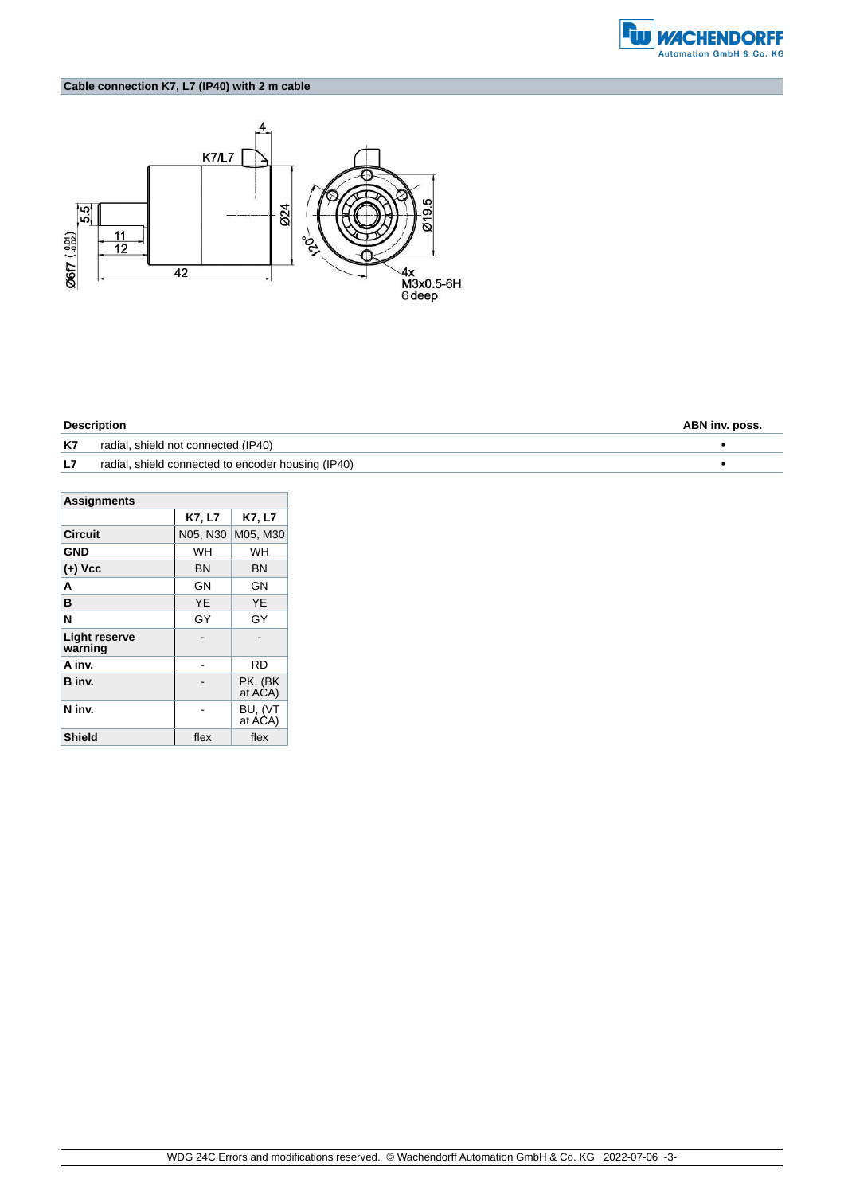## Cable connection K7, L7 (IP40) with 2 m cable

| Description | | ABN inv. poss. |
|---|---|---|
| K7 | radial, shield not connected (IP40) | • |
| L7 | radial, shield connected to encoder housing (IP40) | • |

| Assignments | | |
|---|---|---|
| | K7, L7 | K7, L7 |
| Circuit | N05, N30 | M05, M30 |
| GND | WH | WH |
| (+) Vcc | BN | BN |
| A | GN | GN |
| B | YE | YE |
| N | GY | GY |
| Light reserve warning | - | - |
| A inv. | - | RD |
| B inv. | - | PK, (BK at ACA) |
| N inv. | - | BU, (VT at ACA) |
| Shield | flex | flex |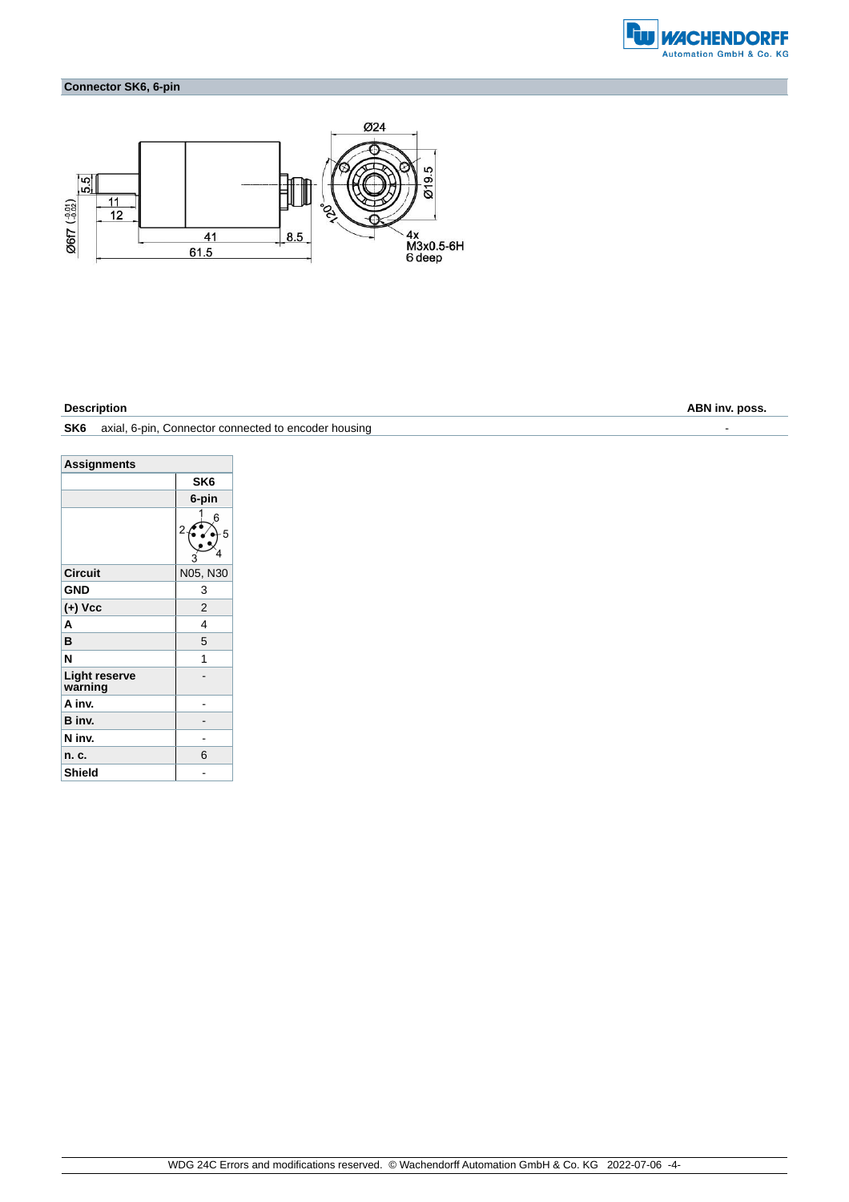## Connector SK6, 6-pin

| Description | | ABN inv. poss. |
|---|---|---|
| SK6 | axial, 6-pin, Connector connected to encoder housing | - |

| Assignments | SK6 |
|---|---|
| | 6-pin |
| Circuit | N05, N30 |
| GND | 3 |
| (+) Vcc | 2 |
| A | 4 |
| B | 5 |
| N | 1 |
| Light reserve warning | - |
| A inv. | - |
| B inv. | - |
| N inv. | - |
| n. c. | 6 |
| Shield | - |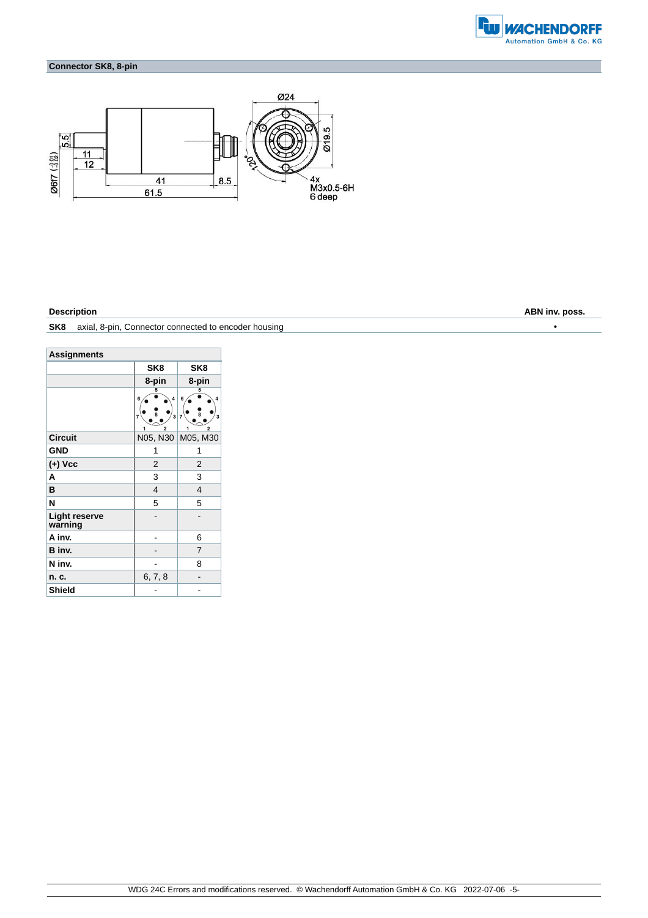## Connector SK8, 8-pin

| Description | | ABN inv. poss. |
|---|---|---|
| SK8 | axial, 8-pin, Connector connected to encoder housing | • |

| Assignments | | |
|---|---|---|
| | SK8 | SK8 |
| | 8-pin | 8-pin |
| Circuit | N05, N30 | M05, M30 |
| GND | 1 | 1 |
| (+) Vcc | 2 | 2 |
| A | 3 | 3 |
| B | 4 | 4 |
| N | 5 | 5 |
| Light reserve warning | - | - |
| A inv. | - | 6 |
| B inv. | - | 7 |
| N inv. | - | 8 |
| n. c. | 6, 7, 8 | - |
| Shield | - | - |

WDG 24C Errors and modifications reserved. © Wachendorff Automation GmbH & Co. KG 2022-07-06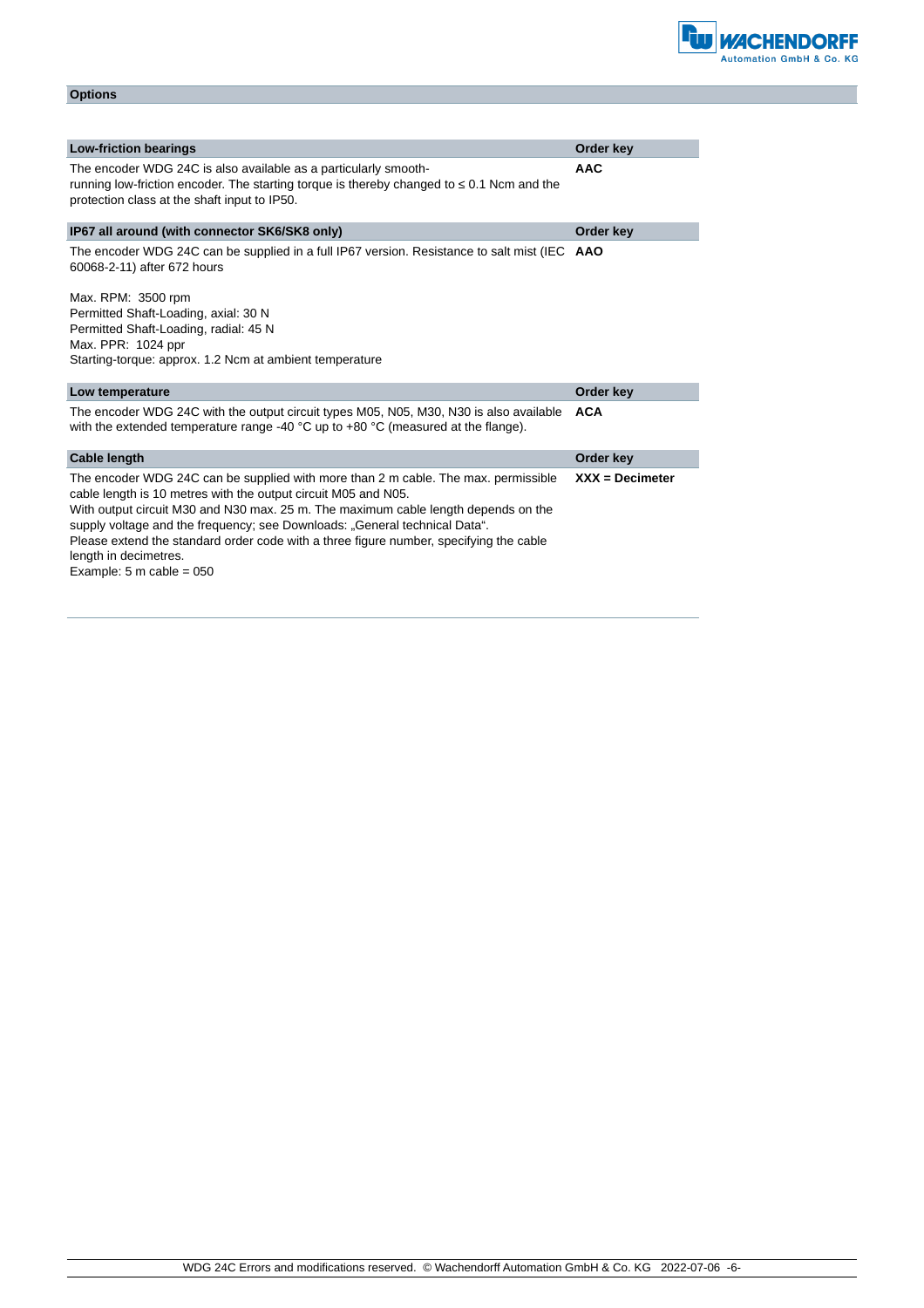## Options

| Low-friction bearings | Order key |
|---|---|
| The encoder WDG 24C is also available as a particularly smooth-running low-friction encoder. The starting torque is thereby changed to ≤ 0.1 Ncm and the protection class at the shaft input to IP50. | **AAC** |

| IP67 all around (with connector SK6/SK8 only) | Order key |
|---|---|
| The encoder WDG 24C can be supplied in a full IP67 version. Resistance to salt mist (IEC 60068-2-11) after 672 hours<br><br>Max. RPM: 3500 rpm<br>Permitted Shaft-Loading, axial: 30 N<br>Permitted Shaft-Loading, radial: 45 N<br>Max. PPR: 1024 ppr<br>Starting-torque: approx. 1.2 Ncm at ambient temperature | **AAO** |

| Low temperature | Order key |
|---|---|
| The encoder WDG 24C with the output circuit types M05, N05, M30, N30 is also available with the extended temperature range -40 °C up to +80 °C (measured at the flange). | **ACA** |

| Cable length | Order key |
|---|---|
| The encoder WDG 24C can be supplied with more than 2 m cable. The max. permissible cable length is 10 metres with the output circuit M05 and N05.<br>With output circuit M30 and N30 max. 25 m. The maximum cable length depends on the supply voltage and the frequency; see Downloads: „General technical Data“.<br>Please extend the standard order code with a three figure number, specifying the cable length in decimetres.<br>Example: 5 m cable = 050 | **XXX = Decimeter** |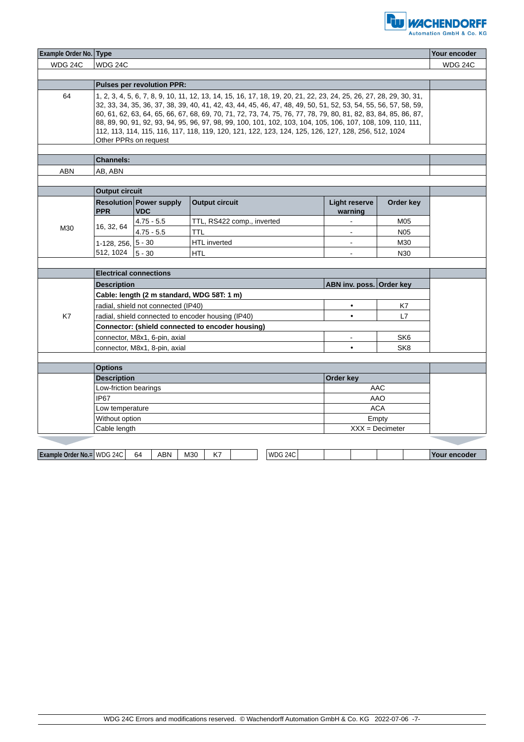| Example Order No. | Type | Your encoder |
|---|---|---|
| WDG 24C | WDG 24C | WDG 24C |

| | Pulses per revolution PPR: | |
|---|---|---|
| 64 | 1, 2, 3, 4, 5, 6, 7, 8, 9, 10, 11, 12, 13, 14, 15, 16, 17, 18, 19, 20, 21, 22, 23, 24, 25, 26, 27, 28, 29, 30, 31, 32, 33, 34, 35, 36, 37, 38, 39, 40, 41, 42, 43, 44, 45, 46, 47, 48, 49, 50, 51, 52, 53, 54, 55, 56, 57, 58, 59, 60, 61, 62, 63, 64, 65, 66, 67, 68, 69, 70, 71, 72, 73, 74, 75, 76, 77, 78, 79, 80, 81, 82, 83, 84, 85, 86, 87, 88, 89, 90, 91, 92, 93, 94, 95, 96, 97, 98, 99, 100, 101, 102, 103, 104, 105, 106, 107, 108, 109, 110, 111, 112, 113, 114, 115, 116, 117, 118, 119, 120, 121, 122, 123, 124, 125, 126, 127, 128, 256, 512, 1024<br>Other PPRs on request | |

| | Channels: | |
|---|---|---|
| ABN | AB, ABN | |

| | **Output circuit** | | | | | |
|---|---|---|---|---|---|---|
| | **Resolution PPR** | **Power supply VDC** | **Output circuit** | **Light reserve warning** | **Order key** | |
| M30 | 16, 32, 64 | 4.75 - 5.5 | TTL, RS422 comp., inverted | - | M05 | |
| | | 4.75 - 5.5 | TTL | - | N05 | |
| | 1-128, 256, 512, 1024 | 5 - 30 | HTL inverted | - | M30 | |
| | | 5 - 30 | HTL | - | N30 | |

| | **Electrical connections** | | | |
|---|---|---|---|---|
| | **Description** | **ABN inv. poss.** | **Order key** | |
| | **Cable: length (2 m standard, WDG 58T: 1 m)** | | | |
| | radial, shield not connected (IP40) | • | K7 | |
| K7 | radial, shield connected to encoder housing (IP40) | • | L7 | |
| | **Connector: (shield connected to encoder housing)** | | | |
| | connector, M8x1, 6-pin, axial | - | SK6 | |
| | connector, M8x1, 8-pin, axial | • | SK8 | |

| | **Options** | | |
|---|---|---|---|
| | **Description** | **Order key** | |
| | Low-friction bearings | AAC | |
| | IP67 | AAO | |
| | Low temperature | ACA | |
| | Without option | Empty | |
| | Cable length | XXX = Decimeter | |

| Example Order No.= | WDG 24C | 64 | ABN | M30 | K7 | | | WDG 24C | | | | | Your encoder |
|---|---|---|---|---|---|---|---|---|---|---|---|---|---|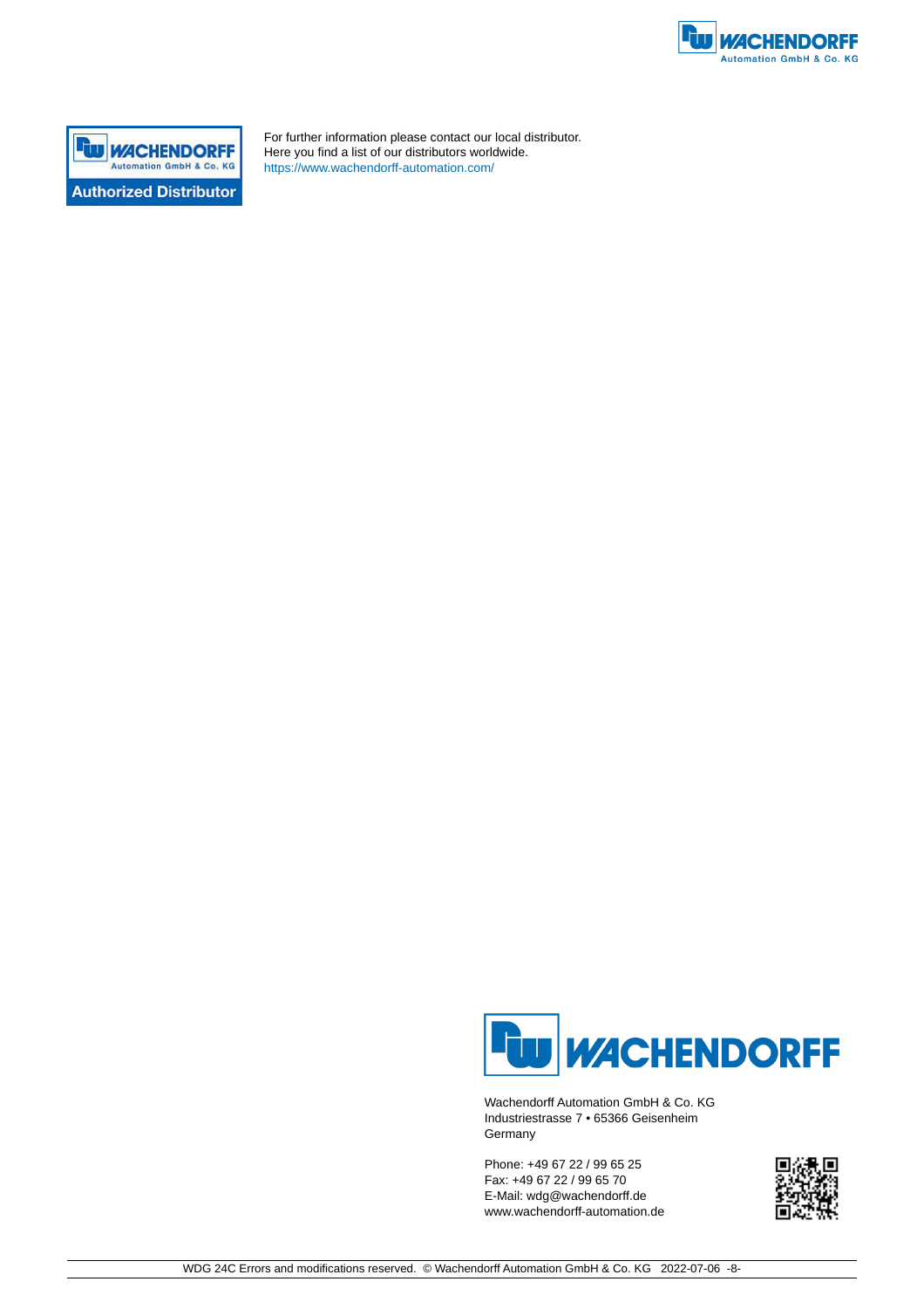Authorized Distributor

For further information please contact our local distributor.
Here you find a list of our distributors worldwide.
https://www.wachendorff-automation.com/

Wachendorff Automation GmbH & Co. KG
Industriestrasse 7 • 65366 Geisenheim
Germany

Phone: +49 67 22 / 99 65 25
Fax: +49 67 22 / 99 65 70
E-Mail: wdg@wachendorff.de
www.wachendorff-automation.de